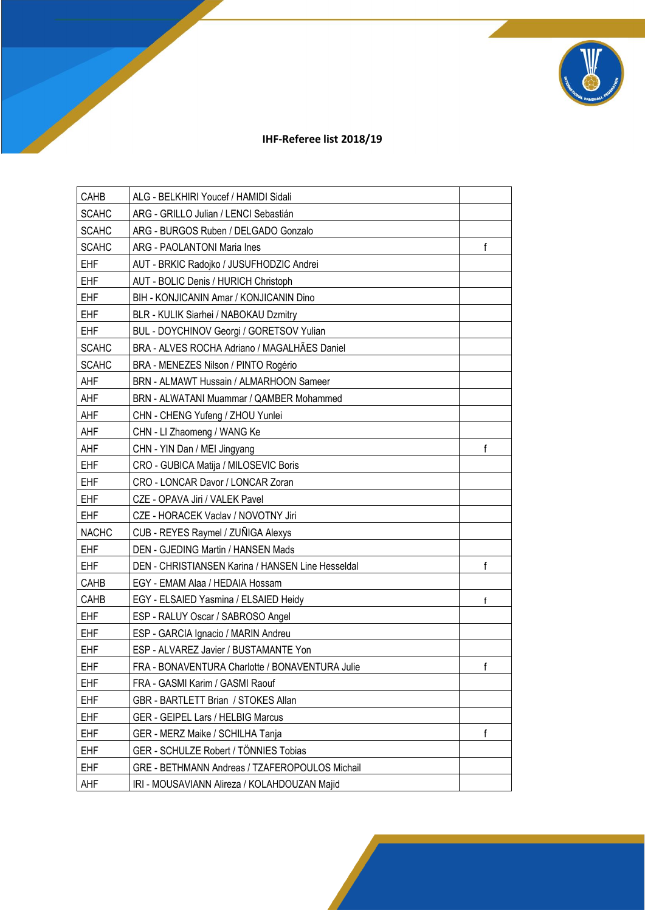**IHF-Referee list 2018/19**

| | | |
|---|---|---|
| CAHB | ALG - BELKHIRI Youcef / HAMIDI Sidali | |
| SCAHC | ARG - GRILLO Julian / LENCI Sebastián | |
| SCAHC | ARG - BURGOS Ruben / DELGADO Gonzalo | |
| SCAHC | ARG - PAOLANTONI Maria Ines | f |
| EHF | AUT - BRKIC Radojko / JUSUFHODZIC Andrei | |
| EHF | AUT - BOLIC Denis / HURICH Christoph | |
| EHF | BIH - KONJICANIN Amar / KONJICANIN Dino | |
| EHF | BLR - KULIK Siarhei / NABOKAU Dzmitry | |
| EHF | BUL - DOYCHINOV Georgi / GORETSOV Yulian | |
| SCAHC | BRA - ALVES ROCHA Adriano / MAGALHÃES Daniel | |
| SCAHC | BRA - MENEZES Nilson / PINTO Rogério | |
| AHF | BRN - ALMAWT Hussain / ALMARHOON Sameer | |
| AHF | BRN - ALWATANI Muammar / QAMBER Mohammed | |
| AHF | CHN - CHENG Yufeng / ZHOU Yunlei | |
| AHF | CHN - LI Zhaomeng / WANG Ke | |
| AHF | CHN - YIN Dan / MEI Jingyang | f |
| EHF | CRO - GUBICA Matija / MILOSEVIC Boris | |
| EHF | CRO - LONCAR Davor / LONCAR Zoran | |
| EHF | CZE - OPAVA Jiri / VALEK Pavel | |
| EHF | CZE - HORACEK Vaclav / NOVOTNY Jiri | |
| NACHC | CUB - REYES Raymel / ZUÑIGA Alexys | |
| EHF | DEN - GJEDING Martin / HANSEN Mads | |
| EHF | DEN - CHRISTIANSEN Karina / HANSEN Line Hesseldal | f |
| CAHB | EGY - EMAM Alaa / HEDAIA Hossam | |
| CAHB | EGY - ELSAIED Yasmina / ELSAIED Heidy | f |
| EHF | ESP - RALUY Oscar / SABROSO Angel | |
| EHF | ESP - GARCIA Ignacio / MARIN Andreu | |
| EHF | ESP - ALVAREZ Javier / BUSTAMANTE Yon | |
| EHF | FRA - BONAVENTURA Charlotte / BONAVENTURA Julie | f |
| EHF | FRA - GASMI Karim / GASMI Raouf | |
| EHF | GBR - BARTLETT Brian / STOKES Allan | |
| EHF | GER - GEIPEL Lars / HELBIG Marcus | |
| EHF | GER - MERZ Maike / SCHILHA Tanja | f |
| EHF | GER - SCHULZE Robert / TÖNNIES Tobias | |
| EHF | GRE - BETHMANN Andreas / TZAFEROPOULOS Michail | |
| AHF | IRI - MOUSAVIANN Alireza / KOLAHDOUZAN Majid | |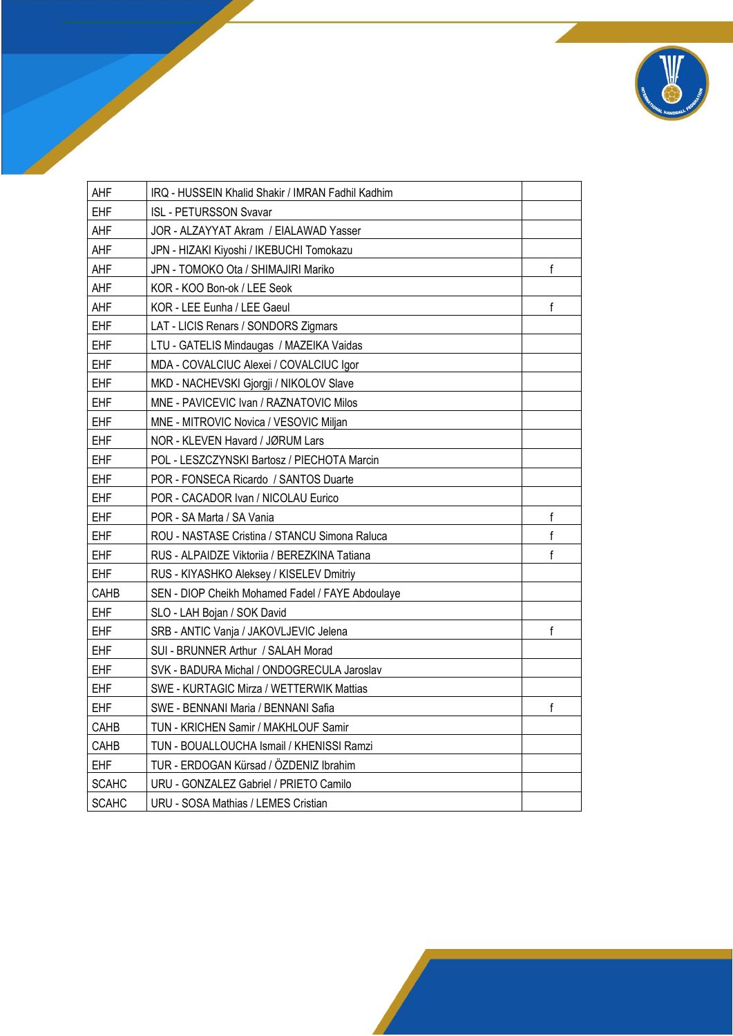| | | |
|---|---|---|
| AHF | IRQ - HUSSEIN Khalid Shakir / IMRAN Fadhil Kadhim | |
| EHF | ISL - PETURSSON Svavar | |
| AHF | JOR - ALZAYYAT Akram / EIALAWAD Yasser | |
| AHF | JPN - HIZAKI Kiyoshi / IKEBUCHI Tomokazu | |
| AHF | JPN - TOMOKO Ota / SHIMAJIRI Mariko | f |
| AHF | KOR - KOO Bon-ok / LEE Seok | |
| AHF | KOR - LEE Eunha / LEE Gaeul | f |
| EHF | LAT - LICIS Renars / SONDORS Zigmars | |
| EHF | LTU - GATELIS Mindaugas / MAZEIKA Vaidas | |
| EHF | MDA - COVALCIUC Alexei / COVALCIUC Igor | |
| EHF | MKD - NACHEVSKI Gjorgji / NIKOLOV Slave | |
| EHF | MNE - PAVICEVIC Ivan / RAZNATOVIC Milos | |
| EHF | MNE - MITROVIC Novica / VESOVIC Miljan | |
| EHF | NOR - KLEVEN Havard / JØRUM Lars | |
| EHF | POL - LESZCZYNSKI Bartosz / PIECHOTA Marcin | |
| EHF | POR - FONSECA Ricardo / SANTOS Duarte | |
| EHF | POR - CACADOR Ivan / NICOLAU Eurico | |
| EHF | POR - SA Marta / SA Vania | f |
| EHF | ROU - NASTASE Cristina / STANCU Simona Raluca | f |
| EHF | RUS - ALPAIDZE Viktoriia / BEREZKINA Tatiana | f |
| EHF | RUS - KIYASHKO Aleksey / KISELEV Dmitriy | |
| CAHB | SEN - DIOP Cheikh Mohamed Fadel / FAYE Abdoulaye | |
| EHF | SLO - LAH Bojan / SOK David | |
| EHF | SRB - ANTIC Vanja / JAKOVLJEVIC Jelena | f |
| EHF | SUI - BRUNNER Arthur / SALAH Morad | |
| EHF | SVK - BADURA Michal / ONDOGRECULA Jaroslav | |
| EHF | SWE - KURTAGIC Mirza / WETTERWIK Mattias | |
| EHF | SWE - BENNANI Maria / BENNANI Safia | f |
| CAHB | TUN - KRICHEN Samir / MAKHLOUF Samir | |
| CAHB | TUN - BOUALLOUCHA Ismail / KHENISSI Ramzi | |
| EHF | TUR - ERDOGAN Kürsad / ÖZDENIZ Ibrahim | |
| SCAHC | URU - GONZALEZ Gabriel / PRIETO Camilo | |
| SCAHC | URU - SOSA Mathias / LEMES Cristian | |